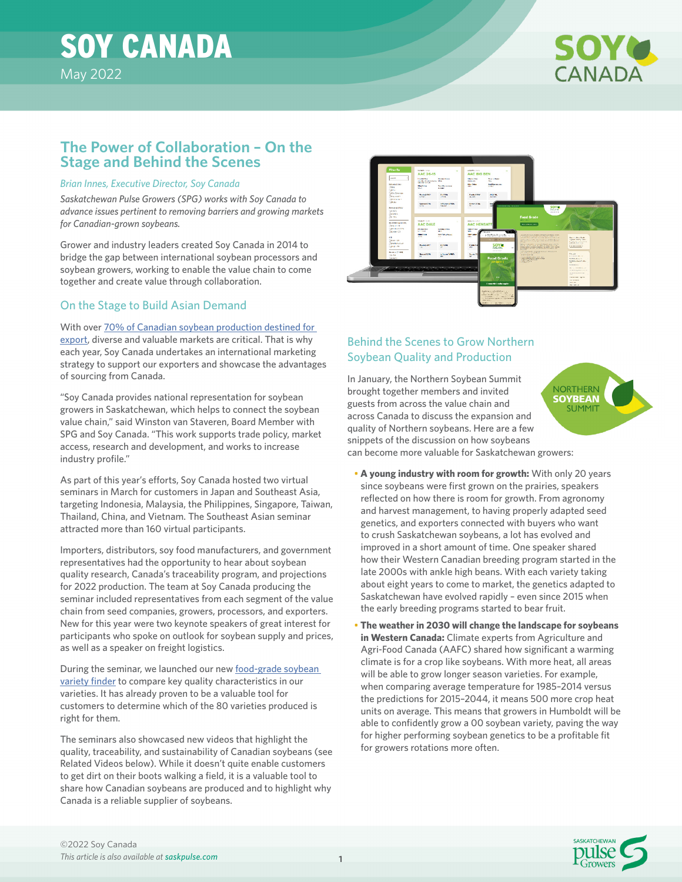# SOY CANADA

May 2022

## The Power of Collaboration – On the Stage and Behind the Scenes

*Brian Innes, Executive Director, Soy Canada*

*Saskatchewan Pulse Growers (SPG) works with Soy Canada to advance issues pertinent to removing barriers and growing markets for Canadian-grown soybeans.*

Grower and industry leaders created Soy Canada in 2014 to bridge the gap between international soybean processors and soybean growers, working to enable the value chain to come together and create value through collaboration.

### On the Stage to Build Asian Demand

With over 70% of Canadian soybean production destined for export, diverse and valuable markets are critical. That is why each year, Soy Canada undertakes an international marketing strategy to support our exporters and showcase the advantages of sourcing from Canada.

"Soy Canada provides national representation for soybean growers in Saskatchewan, which helps to connect the soybean value chain," said Winston van Staveren, Board Member with SPG and Soy Canada. "This work supports trade policy, market access, research and development, and works to increase industry profile."

As part of this year's efforts, Soy Canada hosted two virtual seminars in March for customers in Japan and Southeast Asia, targeting Indonesia, Malaysia, the Philippines, Singapore, Taiwan, Thailand, China, and Vietnam. The Southeast Asian seminar attracted more than 160 virtual participants.

Importers, distributors, soy food manufacturers, and government representatives had the opportunity to hear about soybean quality research, Canada's traceability program, and projections for 2022 production. The team at Soy Canada producing the seminar included representatives from each segment of the value chain from seed companies, growers, processors, and exporters. New for this year were two keynote speakers of great interest for participants who spoke on outlook for soybean supply and prices, as well as a speaker on freight logistics.

During the seminar, we launched our new food-grade soybean variety finder to compare key quality characteristics in our varieties. It has already proven to be a valuable tool for customers to determine which of the 80 varieties produced is right for them.

The seminars also showcased new videos that highlight the quality, traceability, and sustainability of Canadian soybeans (see Related Videos below). While it doesn't quite enable customers to get dirt on their boots walking a field, it is a valuable tool to share how Canadian soybeans are produced and to highlight why Canada is a reliable supplier of soybeans.

### Behind the Scenes to Grow Northern Soybean Quality and Production

In January, the Northern Soybean Summit brought together members and invited guests from across the value chain and across Canada to discuss the expansion and quality of Northern soybeans. Here are a few snippets of the discussion on how soybeans can become more valuable for Saskatchewan growers:

- **A young industry with room for growth:** With only 20 years since soybeans were first grown on the prairies, speakers reflected on how there is room for growth. From agronomy and harvest management, to having properly adapted seed genetics, and exporters connected with buyers who want to crush Saskatchewan soybeans, a lot has evolved and improved in a short amount of time. One speaker shared how their Western Canadian breeding program started in the late 2000s with ankle high beans. With each variety taking about eight years to come to market, the genetics adapted to Saskatchewan have evolved rapidly – even since 2015 when the early breeding programs started to bear fruit.
- **The weather in 2030 will change the landscape for soybeans in Western Canada:** Climate experts from Agriculture and Agri-Food Canada (AAFC) shared how significant a warming climate is for a crop like soybeans. With more heat, all areas will be able to grow longer season varieties. For example, when comparing average temperature for 1985–2014 versus the predictions for 2015–2044, it means 500 more crop heat units on average. This means that growers in Humboldt will be able to confidently grow a 00 soybean variety, paving the way for higher performing soybean genetics to be a profitable fit for growers rotations more often.

©2022 Soy Canada
*This article is also available at saskpulse.com*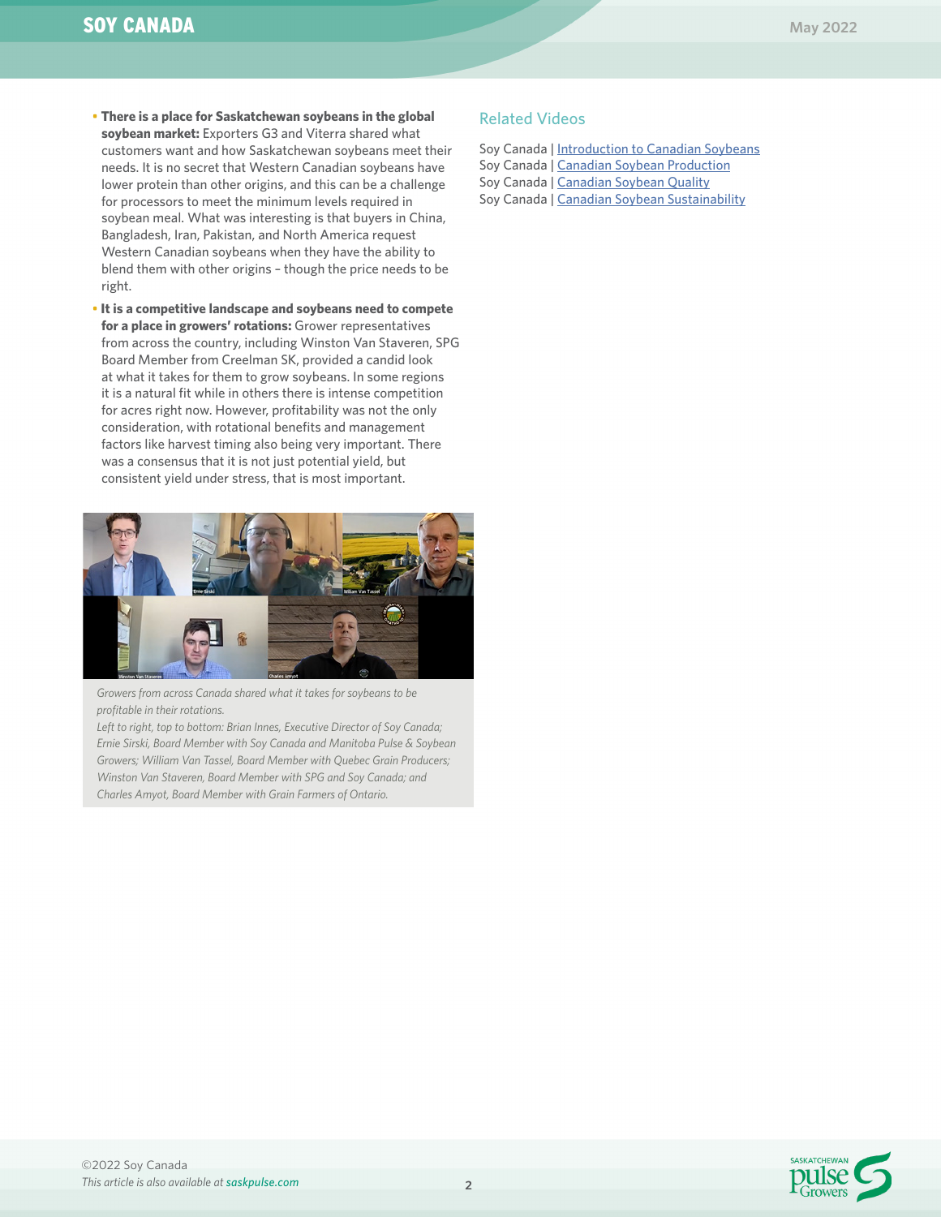- **There is a place for Saskatchewan soybeans in the global soybean market:** Exporters G3 and Viterra shared what customers want and how Saskatchewan soybeans meet their needs. It is no secret that Western Canadian soybeans have lower protein than other origins, and this can be a challenge for processors to meet the minimum levels required in soybean meal. What was interesting is that buyers in China, Bangladesh, Iran, Pakistan, and North America request Western Canadian soybeans when they have the ability to blend them with other origins – though the price needs to be right.
- **It is a competitive landscape and soybeans need to compete for a place in growers' rotations:** Grower representatives from across the country, including Winston Van Staveren, SPG Board Member from Creelman SK, provided a candid look at what it takes for them to grow soybeans. In some regions it is a natural fit while in others there is intense competition for acres right now. However, profitability was not the only consideration, with rotational benefits and management factors like harvest timing also being very important. There was a consensus that it is not just potential yield, but consistent yield under stress, that is most important.

*Growers from across Canada shared what it takes for soybeans to be profitable in their rotations.*
*Left to right, top to bottom: Brian Innes, Executive Director of Soy Canada; Ernie Sirski, Board Member with Soy Canada and Manitoba Pulse & Soybean Growers; William Van Tassel, Board Member with Quebec Grain Producers; Winston Van Staveren, Board Member with SPG and Soy Canada; and Charles Amyot, Board Member with Grain Farmers of Ontario.*

## Related Videos

Soy Canada | [Introduction to Canadian Soybeans]
Soy Canada | [Canadian Soybean Production]
Soy Canada | [Canadian Soybean Quality]
Soy Canada | [Canadian Soybean Sustainability]

©2022 Soy Canada
*This article is also available at* ***saskpulse.com***